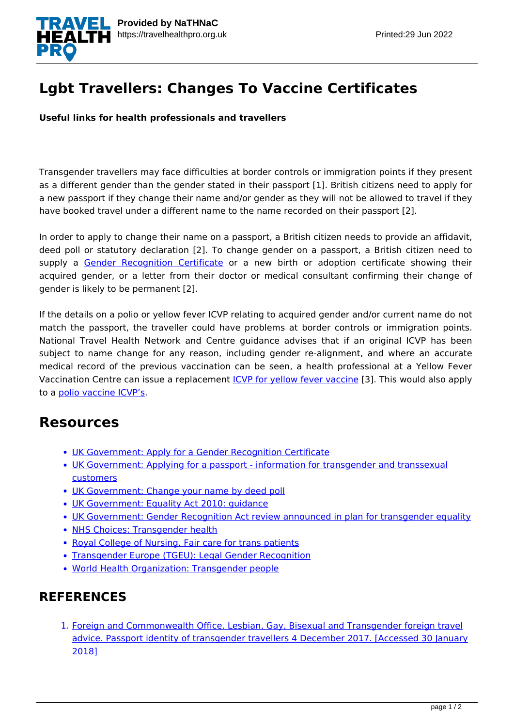# Lgbt Travellers: Changes To Vaccine Certificates

**Useful links for health professionals and travellers**

Transgender travellers may face difficulties at border controls or immigration points if they present as a different gender than the gender stated in their passport [1]. British citizens need to apply for a new passport if they change their name and/or gender as they will not be allowed to travel if they have booked travel under a different name to the name recorded on their passport [2].

In order to apply to change their name on a passport, a British citizen needs to provide an affidavit, deed poll or statutory declaration [2]. To change gender on a passport, a British citizen need to supply a Gender Recognition Certificate or a new birth or adoption certificate showing their acquired gender, or a letter from their doctor or medical consultant confirming their change of gender is likely to be permanent [2].

If the details on a polio or yellow fever ICVP relating to acquired gender and/or current name do not match the passport, the traveller could have problems at border controls or immigration points. National Travel Health Network and Centre guidance advises that if an original ICVP has been subject to name change for any reason, including gender re-alignment, and where an accurate medical record of the previous vaccination can be seen, a health professional at a Yellow Fever Vaccination Centre can issue a replacement ICVP for yellow fever vaccine [3]. This would also apply to a polio vaccine ICVP's.

## Resources

- UK Government: Apply for a Gender Recognition Certificate
- UK Government: Applying for a passport - information for transgender and transsexual customers
- UK Government: Change your name by deed poll
- UK Government: Equality Act 2010: guidance
- UK Government: Gender Recognition Act review announced in plan for transgender equality
- NHS Choices: Transgender health
- Royal College of Nursing. Fair care for trans patients
- Transgender Europe (TGEU): Legal Gender Recognition
- World Health Organization: Transgender people

## REFERENCES

1. Foreign and Commonwealth Office. Lesbian, Gay, Bisexual and Transgender foreign travel advice. Passport identity of transgender travellers 4 December 2017. [Accessed 30 January 2018]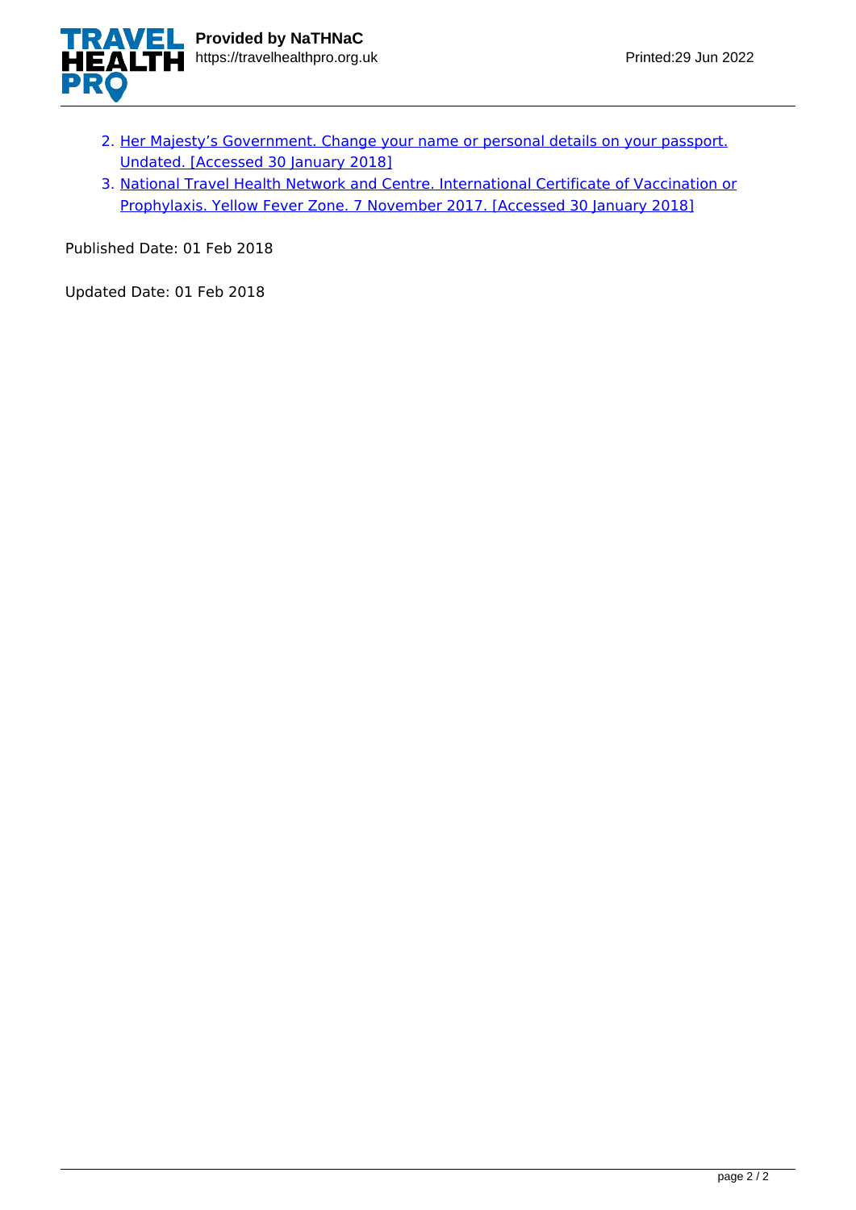2. Her Majesty's Government. Change your name or personal details on your passport. Undated. [Accessed 30 January 2018]
3. National Travel Health Network and Centre. International Certificate of Vaccination or Prophylaxis. Yellow Fever Zone. 7 November 2017. [Accessed 30 January 2018]

Published Date: 01 Feb 2018

Updated Date: 01 Feb 2018